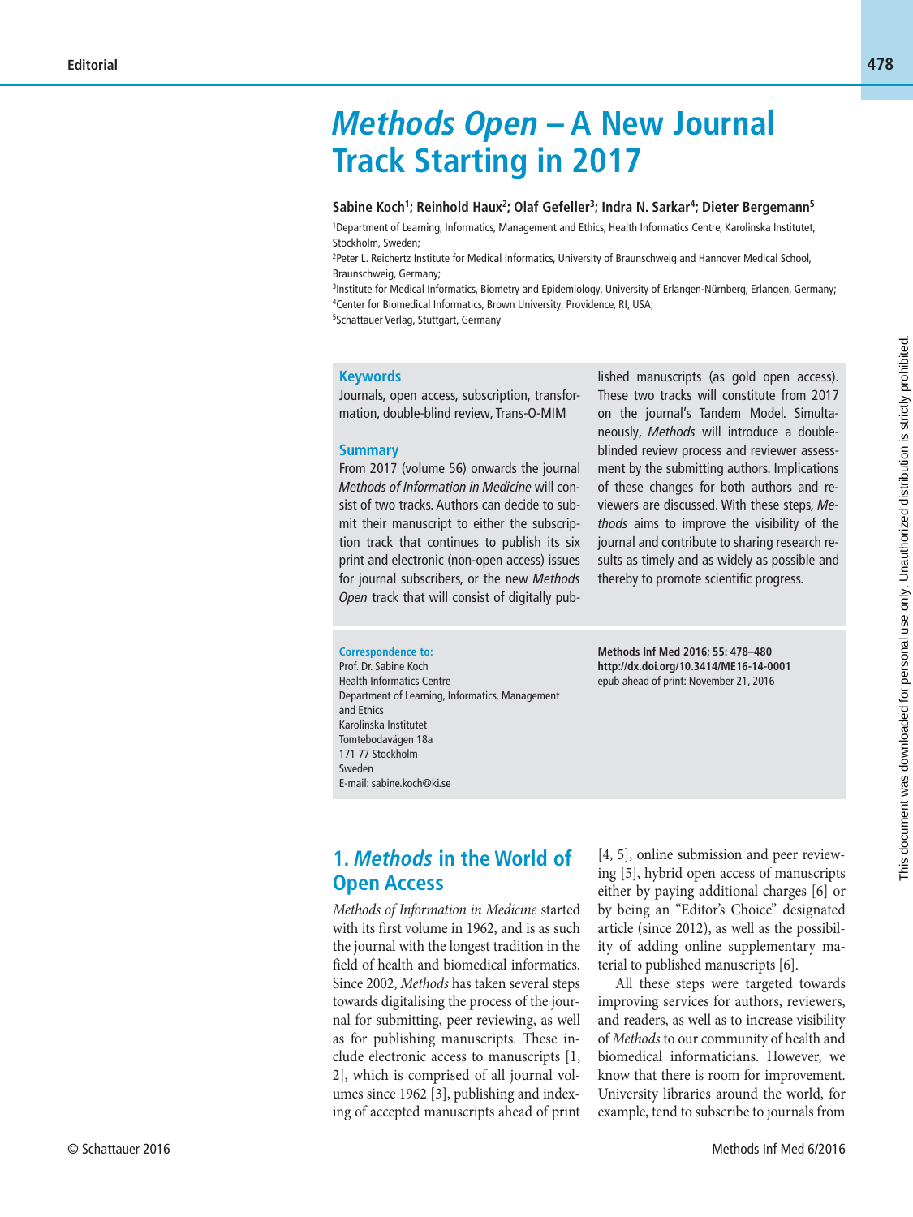# *Methods Open* – A New Journal Track Starting in 2017

**Sabine Koch[1]; Reinhold Haux[2]; Olaf Gefeller[3]; Indra N. Sarkar[4]; Dieter Bergemann[5]**

[1]Department of Learning, Informatics, Management and Ethics, Health Informatics Centre, Karolinska Institutet, Stockholm, Sweden;
[2]Peter L. Reichertz Institute for Medical Informatics, University of Braunschweig and Hannover Medical School, Braunschweig, Germany;
[3]Institute for Medical Informatics, Biometry and Epidemiology, University of Erlangen-Nürnberg, Erlangen, Germany;
[4]Center for Biomedical Informatics, Brown University, Providence, RI, USA;
[5]Schattauer Verlag, Stuttgart, Germany

### Keywords

Journals, open access, subscription, transformation, double-blind review, Trans-O-MIM

### Summary

From 2017 (volume 56) onwards the journal *Methods of Information in Medicine* will consist of two tracks. Authors can decide to submit their manuscript to either the subscription track that continues to publish its six print and electronic (non-open access) issues for journal subscribers, or the new *Methods Open* track that will consist of digitally published manuscripts (as gold open access). These two tracks will constitute from 2017 on the journal's Tandem Model. Simultaneously, *Methods* will introduce a double-blinded review process and reviewer assessment by the submitting authors. Implications of these changes for both authors and reviewers are discussed. With these steps, *Methods* aims to improve the visibility of the journal and contribute to sharing research results as timely and as widely as possible and thereby to promote scientific progress.

**Correspondence to:**
Prof. Dr. Sabine Koch
Health Informatics Centre
Department of Learning, Informatics, Management and Ethics
Karolinska Institutet
Tomtebodavägen 18a
171 77 Stockholm
Sweden
E-mail: sabine.koch@ki.se

**Methods Inf Med 2016; 55: 478–480**
**http://dx.doi.org/10.3414/ME16-14-0001**
epub ahead of print: November 21, 2016

## 1. *Methods* in the World of Open Access

*Methods of Information in Medicine* started with its first volume in 1962, and is as such the journal with the longest tradition in the field of health and biomedical informatics. Since 2002, *Methods* has taken several steps towards digitalising the process of the journal for submitting, peer reviewing, as well as for publishing manuscripts. These include electronic access to manuscripts [1, 2], which is comprised of all journal volumes since 1962 [3], publishing and indexing of accepted manuscripts ahead of print [4, 5], online submission and peer reviewing [5], hybrid open access of manuscripts either by paying additional charges [6] or by being an "Editor's Choice" designated article (since 2012), as well as the possibility of adding online supplementary material to published manuscripts [6].

All these steps were targeted towards improving services for authors, reviewers, and readers, as well as to increase visibility of *Methods* to our community of health and biomedical informaticians. However, we know that there is room for improvement. University libraries around the world, for example, tend to subscribe to journals from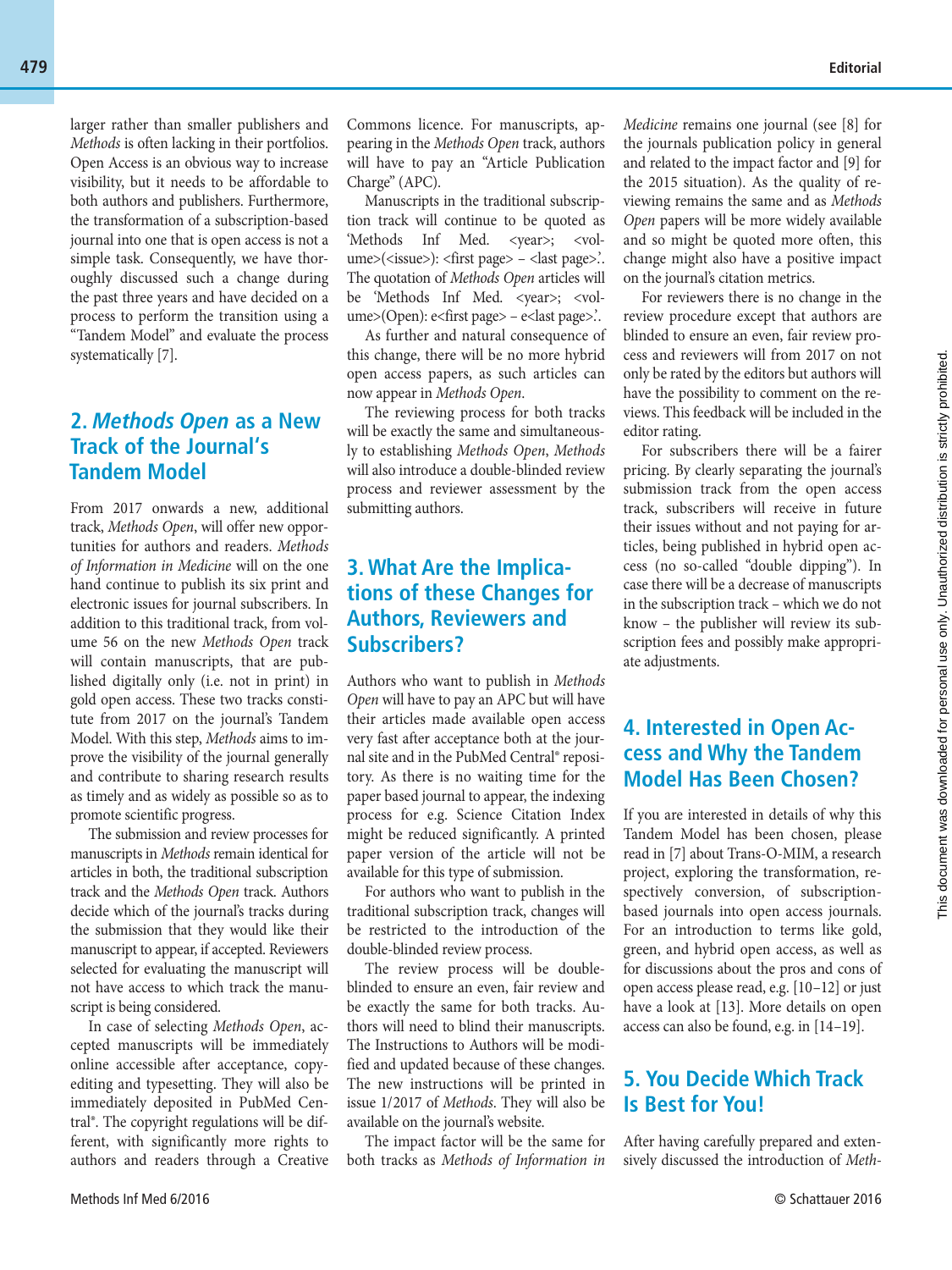larger rather than smaller publishers and *Methods* is often lacking in their portfolios. Open Access is an obvious way to increase visibility, but it needs to be affordable to both authors and publishers. Furthermore, the transformation of a subscription-based journal into one that is open access is not a simple task. Consequently, we have thoroughly discussed such a change during the past three years and have decided on a process to perform the transition using a "Tandem Model" and evaluate the process systematically [7].

## 2. *Methods Open* as a New Track of the Journal's Tandem Model

From 2017 onwards a new, additional track, *Methods Open*, will offer new opportunities for authors and readers. *Methods of Information in Medicine* will on the one hand continue to publish its six print and electronic issues for journal subscribers. In addition to this traditional track, from volume 56 on the new *Methods Open* track will contain manuscripts, that are published digitally only (i.e. not in print) in gold open access. These two tracks constitute from 2017 on the journal's Tandem Model. With this step, *Methods* aims to improve the visibility of the journal generally and contribute to sharing research results as timely and as widely as possible so as to promote scientific progress.

The submission and review processes for manuscripts in *Methods* remain identical for articles in both, the traditional subscription track and the *Methods Open* track. Authors decide which of the journal's tracks during the submission that they would like their manuscript to appear, if accepted. Reviewers selected for evaluating the manuscript will not have access to which track the manuscript is being considered.

In case of selecting *Methods Open*, accepted manuscripts will be immediately online accessible after acceptance, copyediting and typesetting. They will also be immediately deposited in PubMed Central®. The copyright regulations will be different, with significantly more rights to authors and readers through a Creative Commons licence. For manuscripts, appearing in the *Methods Open* track, authors will have to pay an "Article Publication Charge" (APC).

Manuscripts in the traditional subscription track will continue to be quoted as 'Methods Inf Med. <year>; <volume>(<issue>): <first page> – <last page>'. The quotation of *Methods Open* articles will be 'Methods Inf Med. <year>; <volume>(Open): e<first page> – e<last page>'.

As further and natural consequence of this change, there will be no more hybrid open access papers, as such articles can now appear in *Methods Open*.

The reviewing process for both tracks will be exactly the same and simultaneously to establishing *Methods Open*, *Methods* will also introduce a double-blinded review process and reviewer assessment by the submitting authors.

## 3. What Are the Implications of these Changes for Authors, Reviewers and Subscribers?

Authors who want to publish in *Methods Open* will have to pay an APC but will have their articles made available open access very fast after acceptance both at the journal site and in the PubMed Central® repository. As there is no waiting time for the paper based journal to appear, the indexing process for e.g. Science Citation Index might be reduced significantly. A printed paper version of the article will not be available for this type of submission.

For authors who want to publish in the traditional subscription track, changes will be restricted to the introduction of the double-blinded review process.

The review process will be double-blinded to ensure an even, fair review and be exactly the same for both tracks. Authors will need to blind their manuscripts. The Instructions to Authors will be modified and updated because of these changes. The new instructions will be printed in issue 1/2017 of *Methods*. They will also be available on the journal's website.

The impact factor will be the same for both tracks as *Methods of Information in Medicine* remains one journal (see [8] for the journals publication policy in general and related to the impact factor and [9] for the 2015 situation). As the quality of reviewing remains the same and as *Methods Open* papers will be more widely available and so might be quoted more often, this change might also have a positive impact on the journal's citation metrics.

For reviewers there is no change in the review procedure except that authors are blinded to ensure an even, fair review process and reviewers will from 2017 on not only be rated by the editors but authors will have the possibility to comment on the reviews. This feedback will be included in the editor rating.

For subscribers there will be a fairer pricing. By clearly separating the journal's submission track from the open access track, subscribers will receive in future their issues without and not paying for articles, being published in hybrid open access (no so-called "double dipping"). In case there will be a decrease of manuscripts in the subscription track – which we do not know – the publisher will review its subscription fees and possibly make appropriate adjustments.

## 4. Interested in Open Access and Why the Tandem Model Has Been Chosen?

If you are interested in details of why this Tandem Model has been chosen, please read in [7] about Trans-O-MIM, a research project, exploring the transformation, respectively conversion, of subscription-based journals into open access journals. For an introduction to terms like gold, green, and hybrid open access, as well as for discussions about the pros and cons of open access please read, e.g. [10–12] or just have a look at [13]. More details on open access can also be found, e.g. in [14–19].

## 5. You Decide Which Track Is Best for You!

After having carefully prepared and extensively discussed the introduction of *Meth-*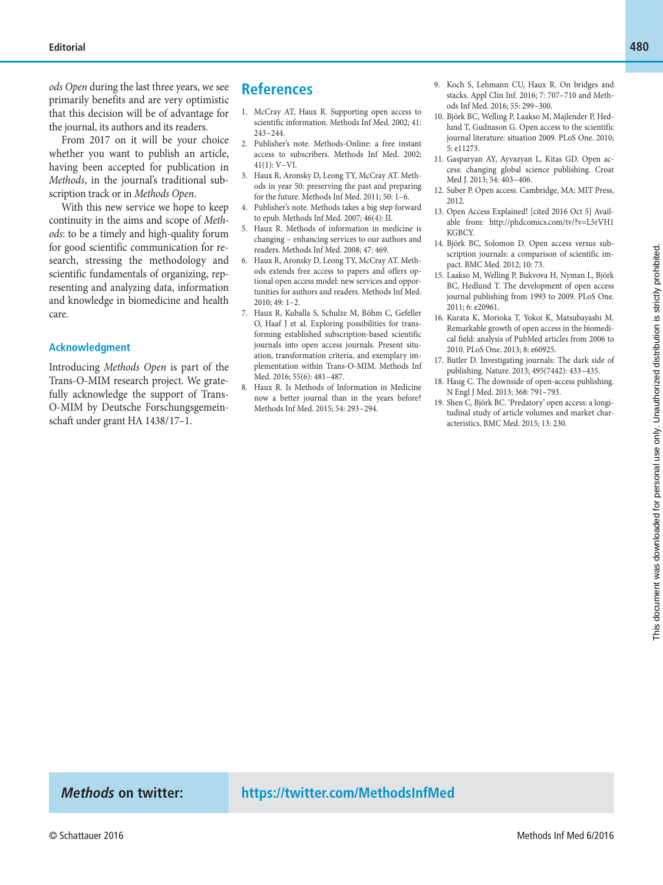*ods Open* during the last three years, we see primarily benefits and are very optimistic that this decision will be of advantage for the journal, its authors and its readers.

From 2017 on it will be your choice whether you want to publish an article, having been accepted for publication in *Methods*, in the journal's traditional subscription track or in *Methods Open*.

With this new service we hope to keep continuity in the aims and scope of *Methods*: to be a timely and high-quality forum for good scientific communication for research, stressing the methodology and scientific fundamentals of organizing, representing and analyzing data, information and knowledge in biomedicine and health care.

### Acknowledgment

Introducing *Methods Open* is part of the Trans-O-MIM research project. We gratefully acknowledge the support of Trans-O-MIM by Deutsche Forschungsgemeinschaft under grant HA 1438/17–1.

## References

1. McCray AT, Haux R. Supporting open access to scientific information. Methods Inf Med. 2002; 41: 243–244.
2. Publisher's note. Methods-Online: a free instant access to subscribers. Methods Inf Med. 2002; 41(1): V–VI.
3. Haux R, Aronsky D, Leong TY, McCray AT. Methods in year 50: preserving the past and preparing for the future. Methods Inf Med. 2011; 50: 1–6.
4. Publisher's note. Methods takes a big step forward to epub. Methods Inf Med. 2007; 46(4): II.
5. Haux R. Methods of information in medicine is changing – enhancing services to our authors and readers. Methods Inf Med. 2008; 47: 469.
6. Haux R, Aronsky D, Leong TY, McCray AT. Methods extends free access to papers and offers optional open access model: new services and opportunities for authors and readers. Methods Inf Med. 2010; 49: 1–2.
7. Haux R, Kuballa S, Schulze M, Böhm C, Gefeller O, Haaf J et al. Exploring possibilities for transforming established subscription-based scientific journals into open access journals. Present situation, transformation criteria, and exemplary implementation within Trans-O-MIM. Methods Inf Med. 2016; 55(6): 481–487.
8. Haux R. Is Methods of Information in Medicine now a better journal than in the years before? Methods Inf Med. 2015; 54: 293–294.
9. Koch S, Lehmann CU, Haux R. On bridges and stacks. Appl Clin Inf. 2016; 7: 707–710 and Methods Inf Med. 2016; 55: 299–300.
10. Björk BC, Welling P, Laakso M, Majlender P, Hedlund T, Gudnason G. Open access to the scientific journal literature: situation 2009. PLoS One. 2010; 5: e11273.
11. Gasparyan AY, Ayvazyan L, Kitas GD. Open access: changing global science publishing. Croat Med J. 2013; 54: 403–406.
12. Suber P. Open access. Cambridge, MA: MIT Press, 2012.
13. Open Access Explained! [cited 2016 Oct 5] Available from: http://phdcomics.com/tv/?v=L5rVH1KGBCY.
14. Björk BC, Solomon D. Open access versus subscription journals: a comparison of scientific impact. BMC Med. 2012; 10: 73.
15. Laakso M, Welling P, Bukvova H, Nyman L, Björk BC, Hedlund T. The development of open access journal publishing from 1993 to 2009. PLoS One. 2011; 6: e20961.
16. Kurata K, Morioka T, Yokoi K, Matsubayashi M. Remarkable growth of open access in the biomedical field: analysis of PubMed articles from 2006 to 2010. PLoS One. 2013; 8: e60925.
17. Butler D. Investigating journals: The dark side of publishing. Nature. 2013; 495(7442): 433–435.
18. Haug C. The downside of open-access publishing. N Engl J Med. 2013; 368: 791–793.
19. Shen C, Björk BC. 'Predatory' open access: a longitudinal study of article volumes and market characteristics. BMC Med. 2015; 13: 230.

***Methods* on twitter:** **https://twitter.com/MethodsInfMed**